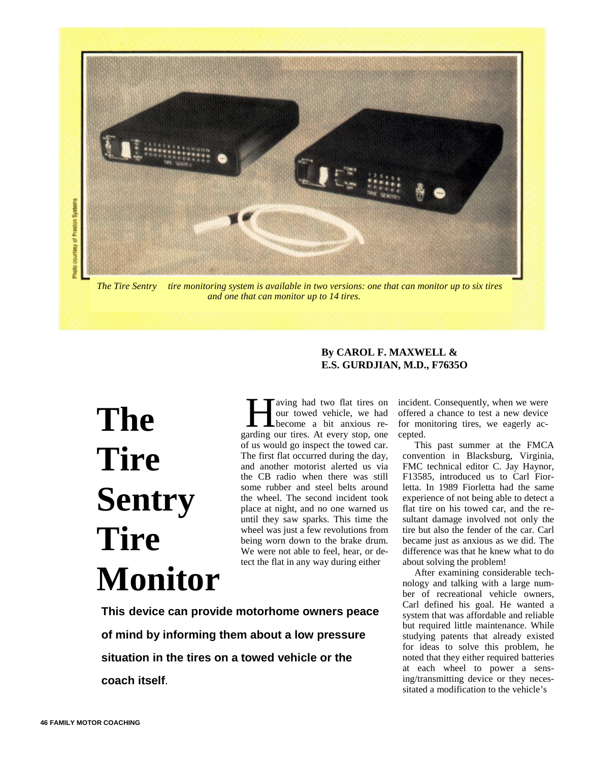*The Tire Sentry tire monitoring system is available in two versions: one that can monitor up to six tires and one that can monitor up to 14 tires.*

Photo courtesy of Preston Systems

# The Tire Sentry Tire Monitor

**This device can provide motorhome owners peace of mind by informing them about a low pressure situation in the tires on a towed vehicle or the coach itself**.

**By CAROL F. MAXWELL & E.S. GURDJIAN, M.D., F7635O**

Having had two flat tires on our towed vehicle, we had become a bit anxious regarding our tires. At every stop, one of us would go inspect the towed car. The first flat occurred during the day, and another motorist alerted us via the CB radio when there was still some rubber and steel belts around the wheel. The second incident took place at night, and no one warned us until they saw sparks. This time the wheel was just a few revolutions from being worn down to the brake drum. We were not able to feel, hear, or detect the flat in any way during either incident. Consequently, when we were offered a chance to test a new device for monitoring tires, we eagerly accepted.

This past summer at the FMCA convention in Blacksburg, Virginia, FMC technical editor C. Jay Haynor, F13585, introduced us to Carl Fiorletta. In 1989 Fiorletta had the same experience of not being able to detect a flat tire on his towed car, and the resultant damage involved not only the tire but also the fender of the car. Carl became just as anxious as we did. The difference was that he knew what to do about solving the problem!

After examining considerable technology and talking with a large number of recreational vehicle owners, Carl defined his goal. He wanted a system that was affordable and reliable but required little maintenance. While studying patents that already existed for ideas to solve this problem, he noted that they either required batteries at each wheel to power a sensing/transmitting device or they necessitated a modification to the vehicle's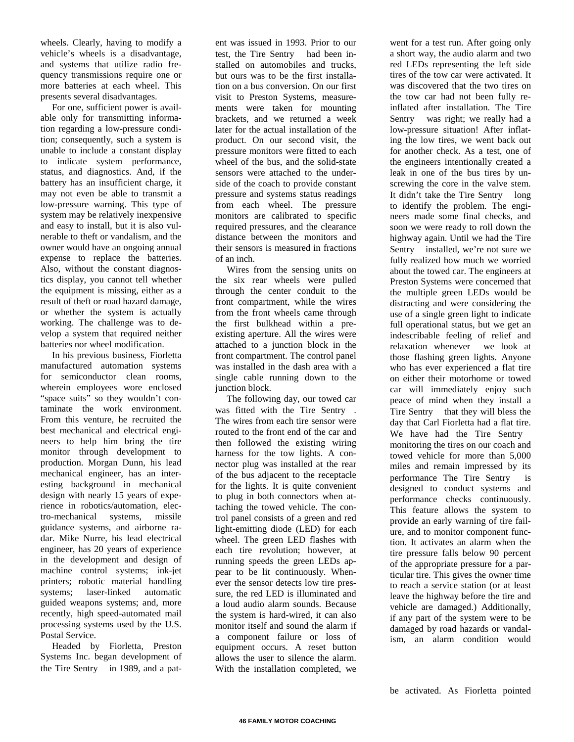wheels. Clearly, having to modify a vehicle's wheels is a disadvantage, and systems that utilize radio frequency transmissions require one or more batteries at each wheel. This presents several disadvantages.

For one, sufficient power is available only for transmitting information regarding a low-pressure condition; consequently, such a system is unable to include a constant display to indicate system performance, status, and diagnostics. And, if the battery has an insufficient charge, it may not even be able to transmit a low-pressure warning. This type of system may be relatively inexpensive and easy to install, but it is also vulnerable to theft or vandalism, and the owner would have an ongoing annual expense to replace the batteries. Also, without the constant diagnostics display, you cannot tell whether the equipment is missing, either as a result of theft or road hazard damage, or whether the system is actually working. The challenge was to develop a system that required neither batteries nor wheel modification.

In his previous business, Fiorletta manufactured automation systems for semiconductor clean rooms, wherein employees wore enclosed "space suits" so they wouldn't contaminate the work environment. From this venture, he recruited the best mechanical and electrical engineers to help him bring the tire monitor through development to production. Morgan Dunn, his lead mechanical engineer, has an interesting background in mechanical design with nearly 15 years of experience in robotics/automation, electro-mechanical systems, missile guidance systems, and airborne radar. Mike Nurre, his lead electrical engineer, has 20 years of experience in the development and design of machine control systems; ink-jet printers; robotic material handling systems; laser-linked automatic guided weapons systems; and, more recently, high speed-automated mail processing systems used by the U.S. Postal Service.

Headed by Fiorletta, Preston Systems Inc. began development of the Tire Sentry in 1989, and a patent was issued in 1993. Prior to our test, the Tire Sentry had been installed on automobiles and trucks, but ours was to be the first installation on a bus conversion. On our first visit to Preston Systems, measurements were taken for mounting brackets, and we returned a week later for the actual installation of the product. On our second visit, the pressure monitors were fitted to each wheel of the bus, and the solid-state sensors were attached to the underside of the coach to provide constant pressure and systems status readings from each wheel. The pressure monitors are calibrated to specific required pressures, and the clearance distance between the monitors and their sensors is measured in fractions of an inch.

Wires from the sensing units on the six rear wheels were pulled through the center conduit to the front compartment, while the wires from the front wheels came through the first bulkhead within a pre-existing aperture. All the wires were attached to a junction block in the front compartment. The control panel was installed in the dash area with a single cable running down to the junction block.

The following day, our towed car was fitted with the Tire Sentry. The wires from each tire sensor were routed to the front end of the car and then followed the existing wiring harness for the tow lights. A connector plug was installed at the rear of the bus adjacent to the receptacle for the lights. It is quite convenient to plug in both connectors when attaching the towed vehicle. The control panel consists of a green and red light-emitting diode (LED) for each wheel. The green LED flashes with each tire revolution; however, at running speeds the green LEDs appear to be lit continuously. Whenever the sensor detects low tire pressure, the red LED is illuminated and a loud audio alarm sounds. Because the system is hard-wired, it can also monitor itself and sound the alarm if a component failure or loss of equipment occurs. A reset button allows the user to silence the alarm. With the installation completed, we went for a test run. After going only a short way, the audio alarm and two red LEDs representing the left side tires of the tow car were activated. It was discovered that the two tires on the tow car had not been fully re-inflated after installation. The Tire Sentry was right; we really had a low-pressure situation! After inflating the low tires, we went back out for another check. As a test, one of the engineers intentionally created a leak in one of the bus tires by unscrewing the core in the valve stem. It didn't take the Tire Sentry long to identify the problem. The engineers made some final checks, and soon we were ready to roll down the highway again. Until we had the Tire Sentry installed, we're not sure we fully realized how much we worried about the towed car. The engineers at Preston Systems were concerned that the multiple green LEDs would be distracting and were considering the use of a single green light to indicate full operational status, but we get an indescribable feeling of relief and relaxation whenever we look at those flashing green lights. Anyone who has ever experienced a flat tire on either their motorhome or towed car will immediately enjoy such peace of mind when they install a Tire Sentry that they will bless the day that Carl Fiorletta had a flat tire. We have had the Tire Sentry monitoring the tires on our coach and towed vehicle for more than 5,000 miles and remain impressed by its performance The Tire Sentry is designed to conduct systems and performance checks continuously. This feature allows the system to provide an early warning of tire failure, and to monitor component function. It activates an alarm when the tire pressure falls below 90 percent of the appropriate pressure for a particular tire. This gives the owner time to reach a service station (or at least leave the highway before the tire and vehicle are damaged.) Additionally, if any part of the system were to be damaged by road hazards or vandalism, an alarm condition would be activated. As Fiorletta pointed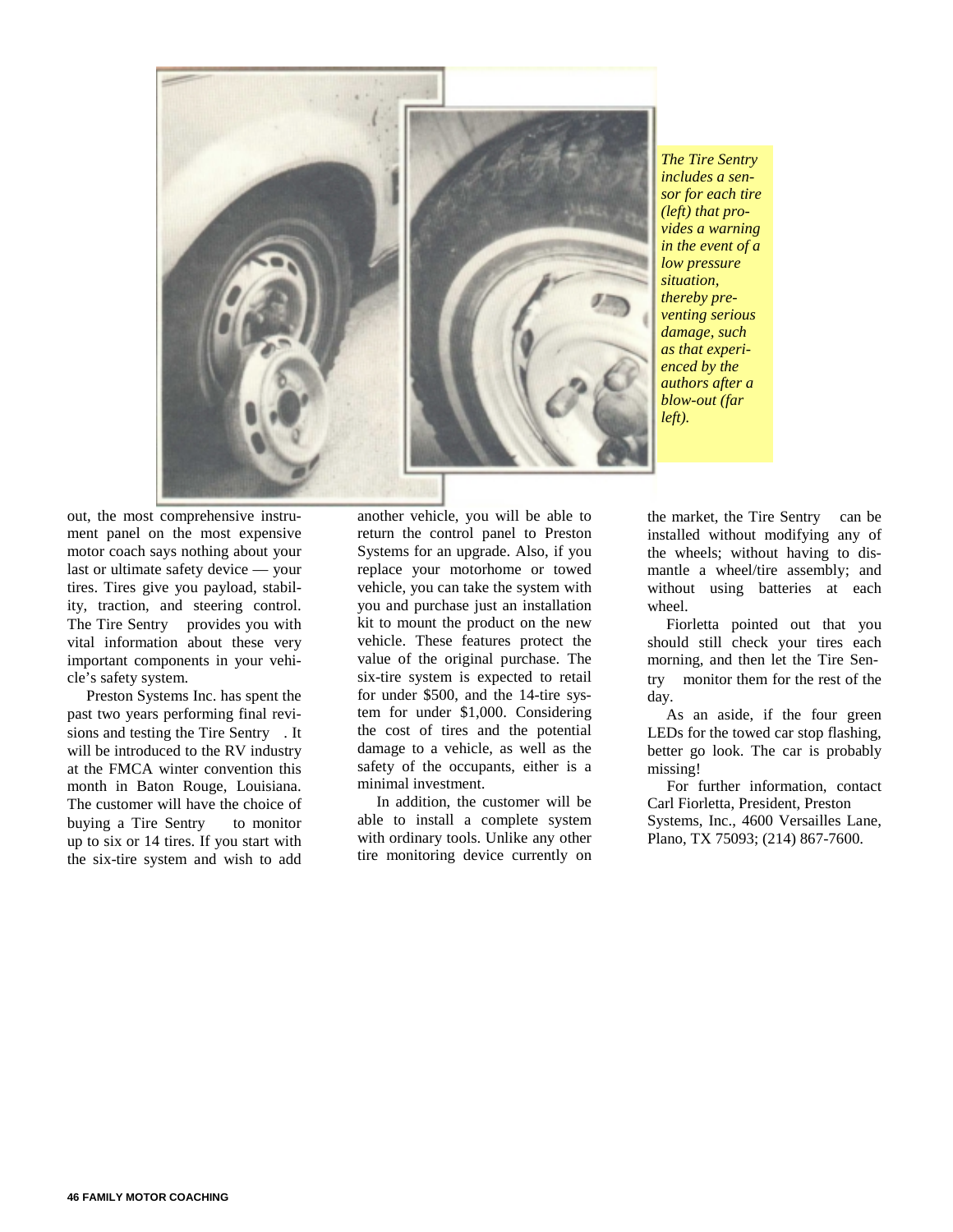*The Tire Sentry includes a sensor for each tire (left) that provides a warning in the event of a low pressure situation, thereby preventing serious damage, such as that experienced by the authors after a blow-out (far left).*

out, the most comprehensive instrument panel on the most expensive motor coach says nothing about your last or ultimate safety device — your tires. Tires give you payload, stability, traction, and steering control. The Tire Sentry provides you with vital information about these very important components in your vehicle's safety system.

Preston Systems Inc. has spent the past two years performing final revisions and testing the Tire Sentry. It will be introduced to the RV industry at the FMCA winter convention this month in Baton Rouge, Louisiana. The customer will have the choice of buying a Tire Sentry to monitor up to six or 14 tires. If you start with the six-tire system and wish to add another vehicle, you will be able to return the control panel to Preston Systems for an upgrade. Also, if you replace your motorhome or towed vehicle, you can take the system with you and purchase just an installation kit to mount the product on the new vehicle. These features protect the value of the original purchase. The six-tire system is expected to retail for under $500, and the 14-tire system for under $1,000. Considering the cost of tires and the potential damage to a vehicle, as well as the safety of the occupants, either is a minimal investment.

In addition, the customer will be able to install a complete system with ordinary tools. Unlike any other tire monitoring device currently on the market, the Tire Sentry can be installed without modifying any of the wheels; without having to dismantle a wheel/tire assembly; and without using batteries at each wheel.

Fiorletta pointed out that you should still check your tires each morning, and then let the Tire Sentry monitor them for the rest of the day.

As an aside, if the four green LEDs for the towed car stop flashing, better go look. The car is probably missing!

For further information, contact Carl Fiorletta, President, Preston Systems, Inc., 4600 Versailles Lane, Plano, TX 75093; (214) 867-7600.